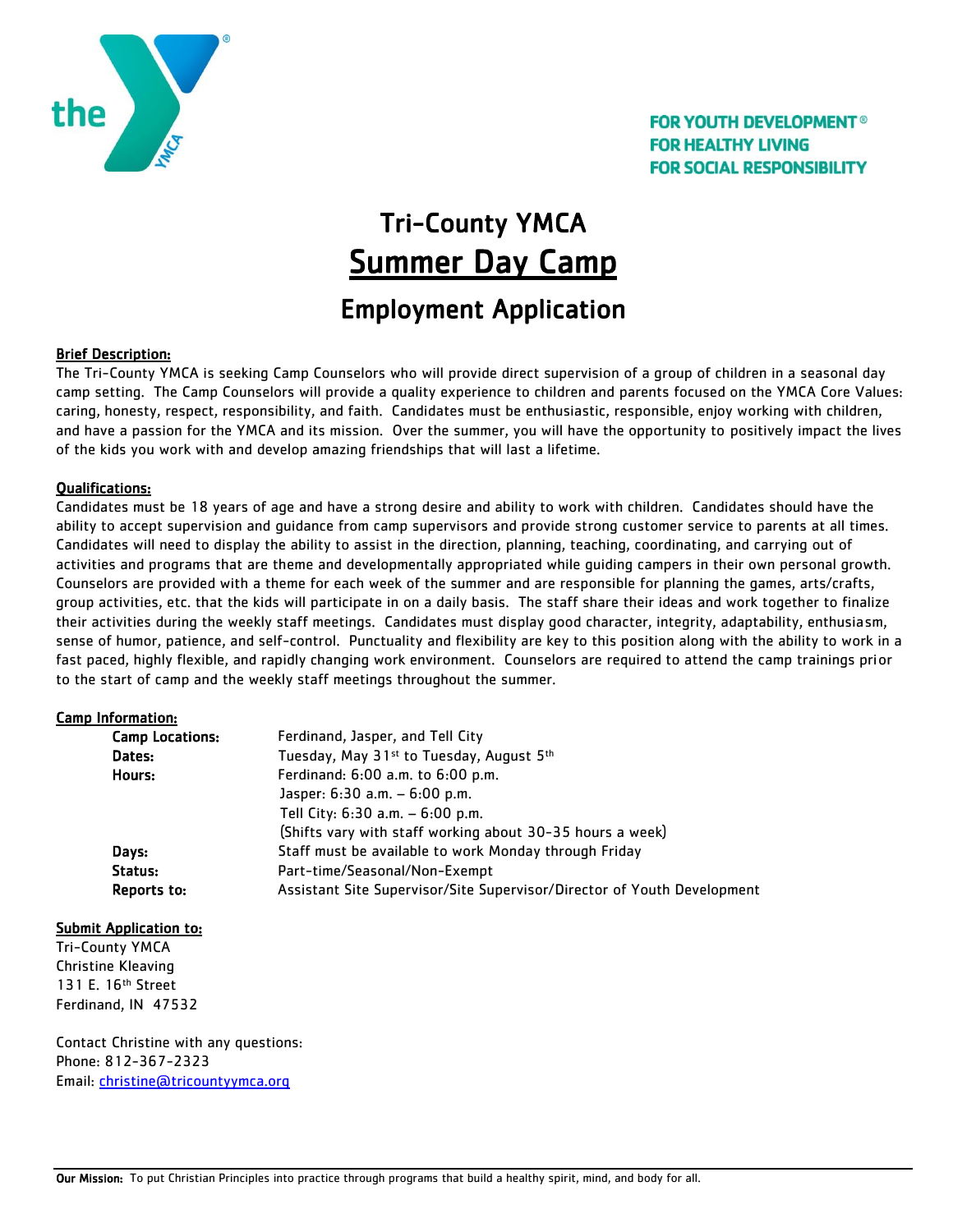FOR YOUTH DEVELOPMENT®
FOR HEALTHY LIVING
FOR SOCIAL RESPONSIBILITY

# Tri-County YMCA

# Summer Day Camp

## Employment Application

**Brief Description:**

The Tri-County YMCA is seeking Camp Counselors who will provide direct supervision of a group of children in a seasonal day camp setting. The Camp Counselors will provide a quality experience to children and parents focused on the YMCA Core Values: caring, honesty, respect, responsibility, and faith. Candidates must be enthusiastic, responsible, enjoy working with children, and have a passion for the YMCA and its mission. Over the summer, you will have the opportunity to positively impact the lives of the kids you work with and develop amazing friendships that will last a lifetime.

**Qualifications:**

Candidates must be 18 years of age and have a strong desire and ability to work with children. Candidates should have the ability to accept supervision and guidance from camp supervisors and provide strong customer service to parents at all times. Candidates will need to display the ability to assist in the direction, planning, teaching, coordinating, and carrying out of activities and programs that are theme and developmentally appropriated while guiding campers in their own personal growth. Counselors are provided with a theme for each week of the summer and are responsible for planning the games, arts/crafts, group activities, etc. that the kids will participate in on a daily basis. The staff share their ideas and work together to finalize their activities during the weekly staff meetings. Candidates must display good character, integrity, adaptability, enthusiasm, sense of humor, patience, and self-control. Punctuality and flexibility are key to this position along with the ability to work in a fast paced, highly flexible, and rapidly changing work environment. Counselors are required to attend the camp trainings prior to the start of camp and the weekly staff meetings throughout the summer.

**Camp Information:**

| | |
|---|---|
| **Camp Locations:** | Ferdinand, Jasper, and Tell City |
| **Dates:** | Tuesday, May 31st to Tuesday, August 5th |
| **Hours:** | Ferdinand: 6:00 a.m. to 6:00 p.m. |
| | Jasper: 6:30 a.m. – 6:00 p.m. |
| | Tell City: 6:30 a.m. – 6:00 p.m. |
| | (Shifts vary with staff working about 30-35 hours a week) |
| **Days:** | Staff must be available to work Monday through Friday |
| **Status:** | Part-time/Seasonal/Non-Exempt |
| **Reports to:** | Assistant Site Supervisor/Site Supervisor/Director of Youth Development |

**Submit Application to:**

Tri-County YMCA
Christine Kleaving
131 E. 16th Street
Ferdinand, IN 47532

Contact Christine with any questions:
Phone: 812-367-2323
Email: christine@tricountyymca.org

**Our Mission:** To put Christian Principles into practice through programs that build a healthy spirit, mind, and body for all.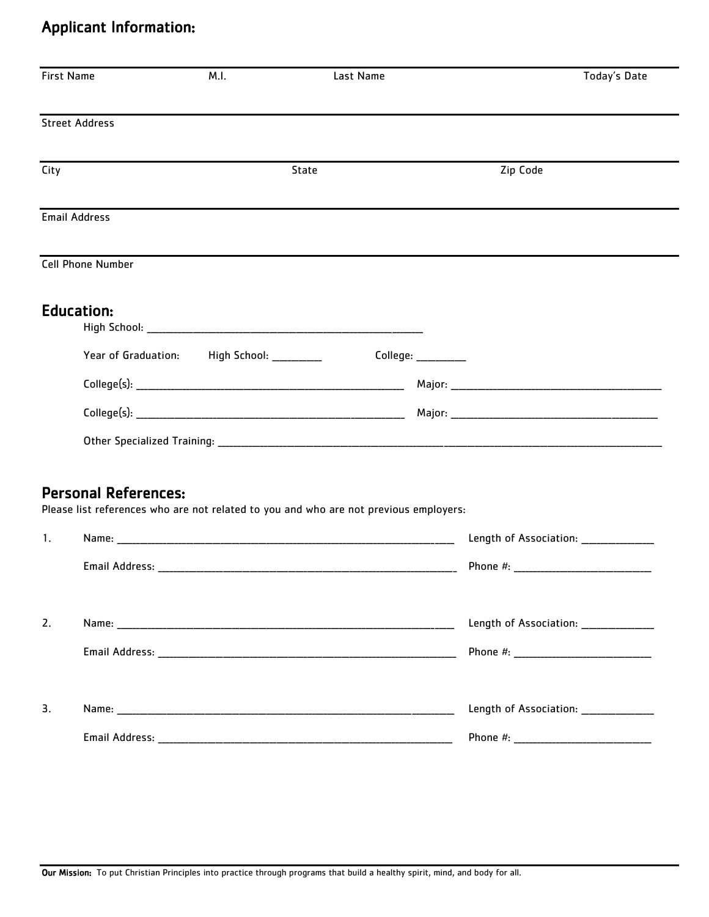## Applicant Information:

| First Name | M.I. | Last Name | Today's Date |
|---|---|---|---|
| | | | |

Street Address

| City | State | Zip Code |
|---|---|---|
| | | |

Email Address

Cell Phone Number

## Education:

High School: ______________________________________________

Year of Graduation: High School: _________ College: _________

College(s): ____________________________________________ Major: ______________________________________

College(s): ____________________________________________ Major: ______________________________________

Other Specialized Training: ______________________________________________________________________________

## Personal References:

Please list references who are not related to you and who are not previous employers:

1. Name: ________________________________________________________ Length of Association: _____________

   Email Address: __________________________________________________ Phone #: _________________________

2. Name: ________________________________________________________ Length of Association: _____________

   Email Address: __________________________________________________ Phone #: _________________________

3. Name: ________________________________________________________ Length of Association: _____________

   Email Address: __________________________________________________ Phone #: _________________________

**Our Mission:** To put Christian Principles into practice through programs that build a healthy spirit, mind, and body for all.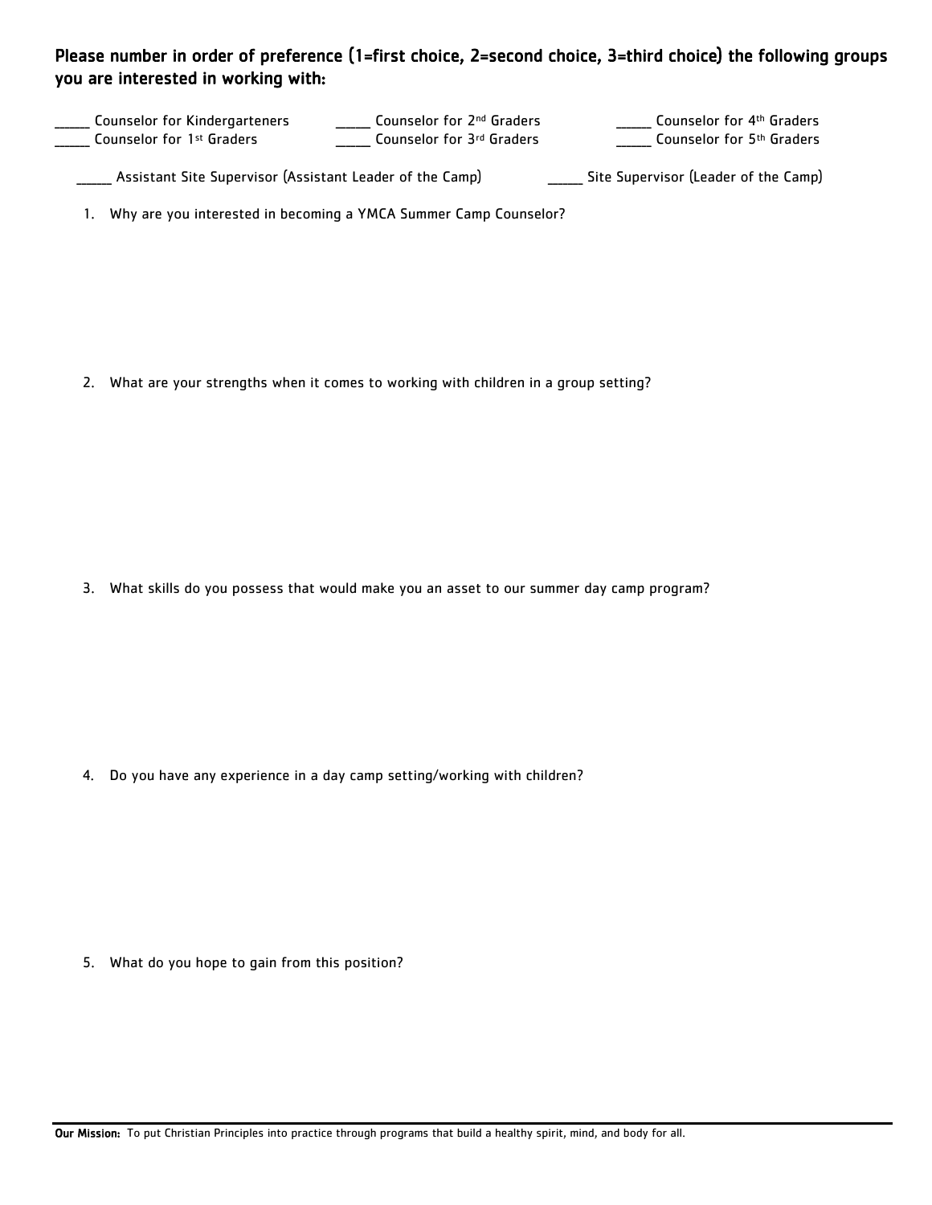**Please number in order of preference (1=first choice, 2=second choice, 3=third choice) the following groups you are interested in working with:**

_____ Counselor for Kindergarteners
_____ Counselor for 1st Graders
_____ Counselor for 2nd Graders
_____ Counselor for 3rd Graders
_____ Counselor for 4th Graders
_____ Counselor for 5th Graders

_____ Assistant Site Supervisor (Assistant Leader of the Camp)
_____ Site Supervisor (Leader of the Camp)

1. Why are you interested in becoming a YMCA Summer Camp Counselor?

2. What are your strengths when it comes to working with children in a group setting?

3. What skills do you possess that would make you an asset to our summer day camp program?

4. Do you have any experience in a day camp setting/working with children?

5. What do you hope to gain from this position?

---

**Our Mission:** To put Christian Principles into practice through programs that build a healthy spirit, mind, and body for all.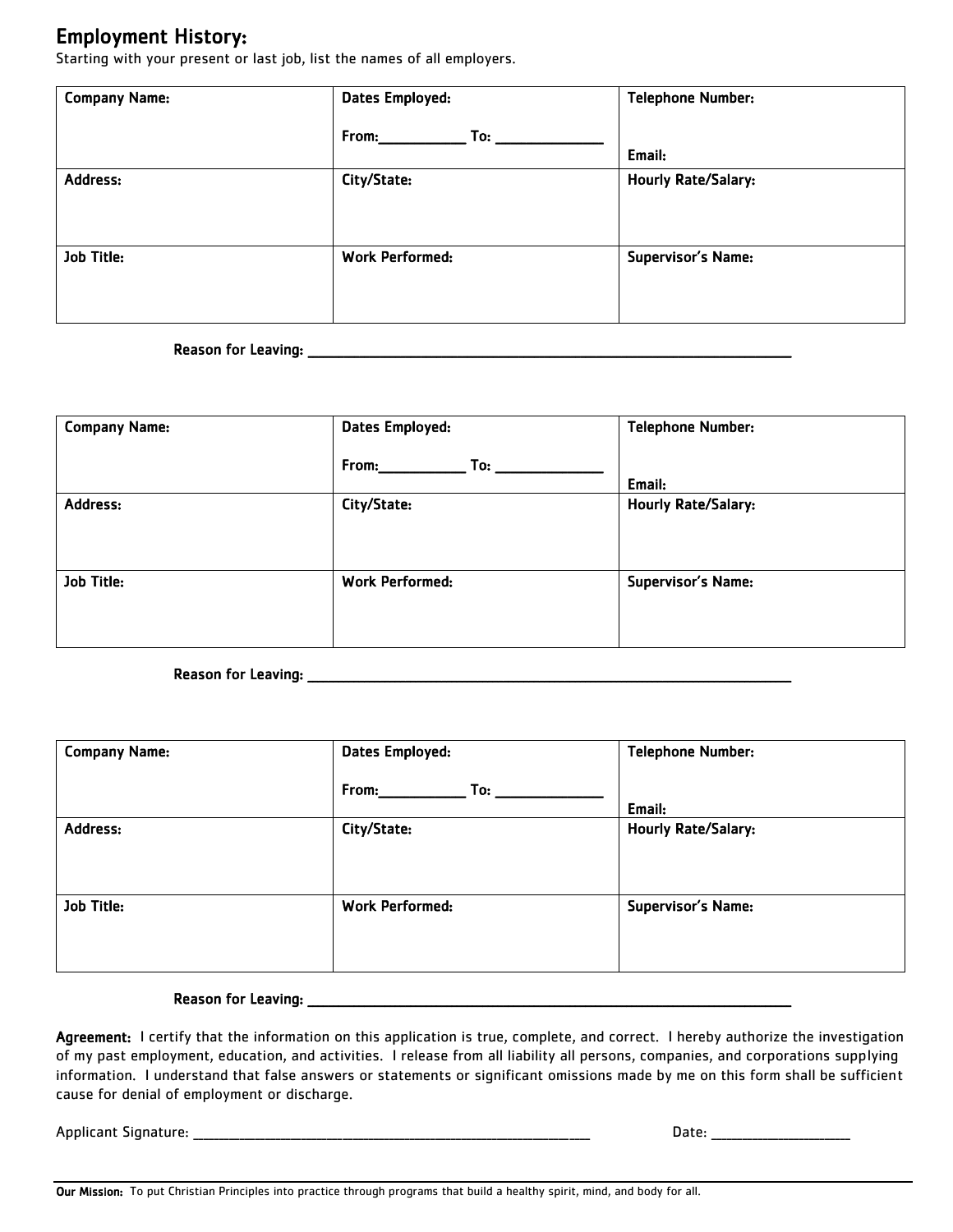## Employment History:

Starting with your present or last job, list the names of all employers.

| | | |
|---|---|---|
| **Company Name:** | **Dates Employed:**<br><br>**From:**___________ **To:** _____________ | **Telephone Number:**<br><br>**Email:** |
| **Address:** | **City/State:** | **Hourly Rate/Salary:** |
| **Job Title:** | **Work Performed:** | **Supervisor's Name:** |

**Reason for Leaving:** ______________________________________________________________

| | | |
|---|---|---|
| **Company Name:** | **Dates Employed:**<br><br>**From:**___________ **To:** _____________ | **Telephone Number:**<br><br>**Email:** |
| **Address:** | **City/State:** | **Hourly Rate/Salary:** |
| **Job Title:** | **Work Performed:** | **Supervisor's Name:** |

**Reason for Leaving:** ______________________________________________________________

| | | |
|---|---|---|
| **Company Name:** | **Dates Employed:**<br><br>**From:**___________ **To:** _____________ | **Telephone Number:**<br><br>**Email:** |
| **Address:** | **City/State:** | **Hourly Rate/Salary:** |
| **Job Title:** | **Work Performed:** | **Supervisor's Name:** |

**Reason for Leaving:** ______________________________________________________________

**Agreement:** I certify that the information on this application is true, complete, and correct. I hereby authorize the investigation of my past employment, education, and activities. I release from all liability all persons, companies, and corporations supplying information. I understand that false answers or statements or significant omissions made by me on this form shall be sufficient cause for denial of employment or discharge.

Applicant Signature: ________________________________________________________ Date: __________________

**Our Mission:** To put Christian Principles into practice through programs that build a healthy spirit, mind, and body for all.